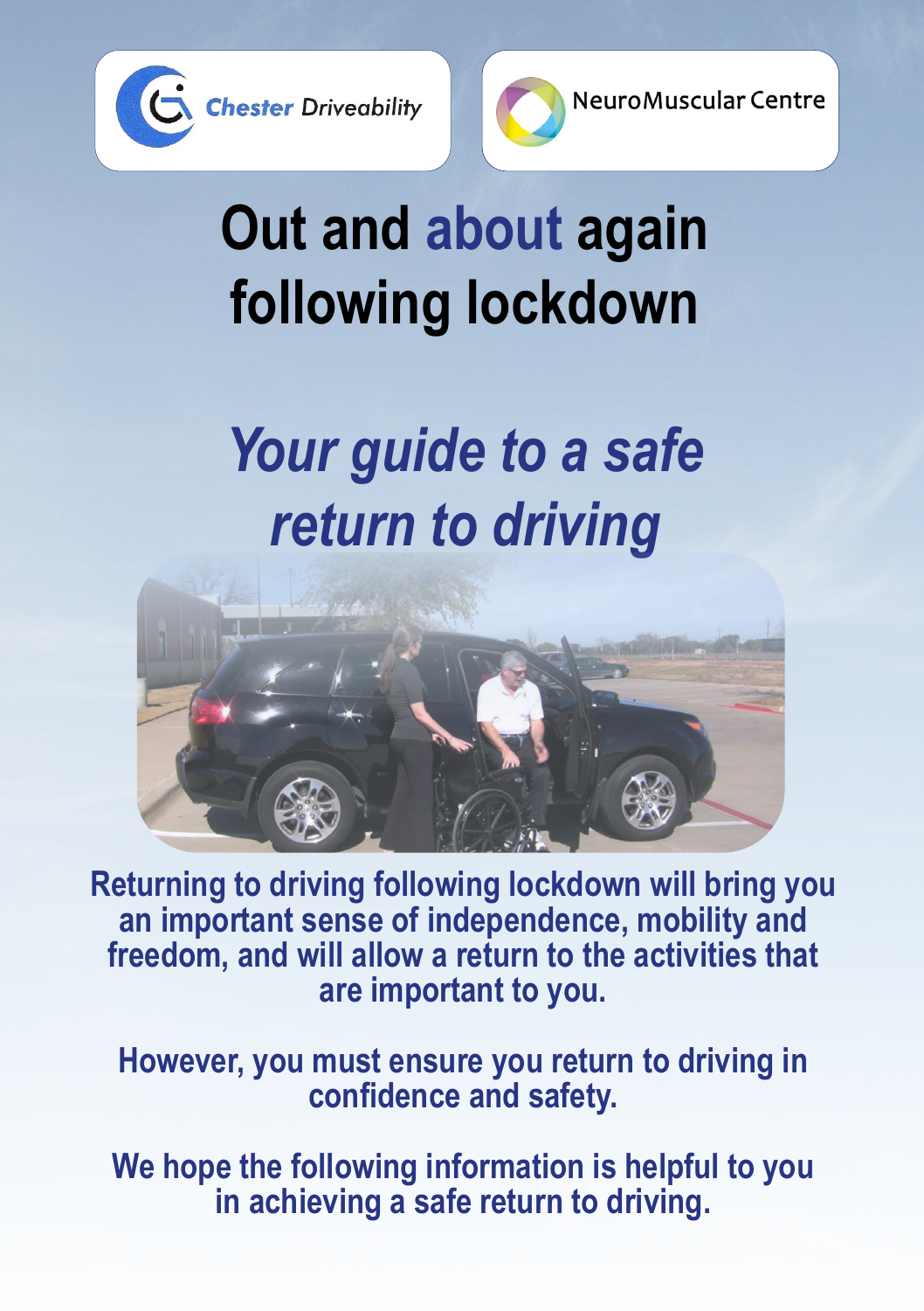Chester Driveability

NeuroMuscular Centre

# Out and about again following lockdown

## *Your guide to a safe return to driving*

**Returning to driving following lockdown will bring you an important sense of independence, mobility and freedom, and will allow a return to the activities that are important to you.**

**However, you must ensure you return to driving in confidence and safety.**

**We hope the following information is helpful to you in achieving a safe return to driving.**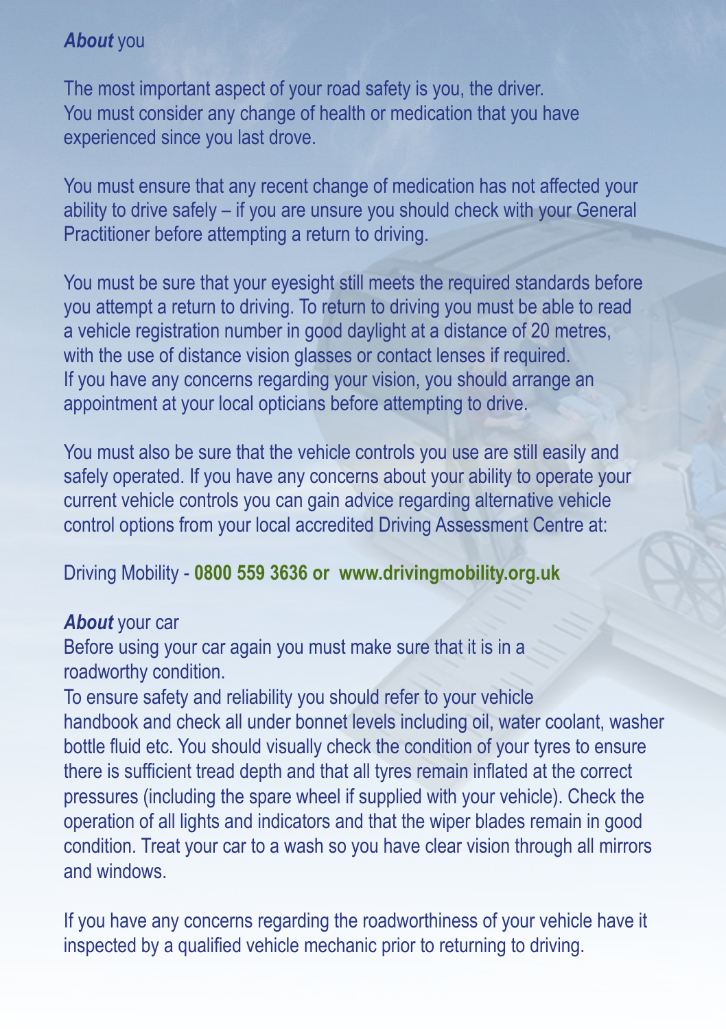## *About* you

The most important aspect of your road safety is you, the driver. You must consider any change of health or medication that you have experienced since you last drove.

You must ensure that any recent change of medication has not affected your ability to drive safely – if you are unsure you should check with your General Practitioner before attempting a return to driving.

You must be sure that your eyesight still meets the required standards before you attempt a return to driving. To return to driving you must be able to read a vehicle registration number in good daylight at a distance of 20 metres, with the use of distance vision glasses or contact lenses if required. If you have any concerns regarding your vision, you should arrange an appointment at your local opticians before attempting to drive.

You must also be sure that the vehicle controls you use are still easily and safely operated. If you have any concerns about your ability to operate your current vehicle controls you can gain advice regarding alternative vehicle control options from your local accredited Driving Assessment Centre at:

Driving Mobility - **0800 559 3636 or www.drivingmobility.org.uk**

## *About* your car

Before using your car again you must make sure that it is in a roadworthy condition.

To ensure safety and reliability you should refer to your vehicle handbook and check all under bonnet levels including oil, water coolant, washer bottle fluid etc. You should visually check the condition of your tyres to ensure there is sufficient tread depth and that all tyres remain inflated at the correct pressures (including the spare wheel if supplied with your vehicle). Check the operation of all lights and indicators and that the wiper blades remain in good condition. Treat your car to a wash so you have clear vision through all mirrors and windows.

If you have any concerns regarding the roadworthiness of your vehicle have it inspected by a qualified vehicle mechanic prior to returning to driving.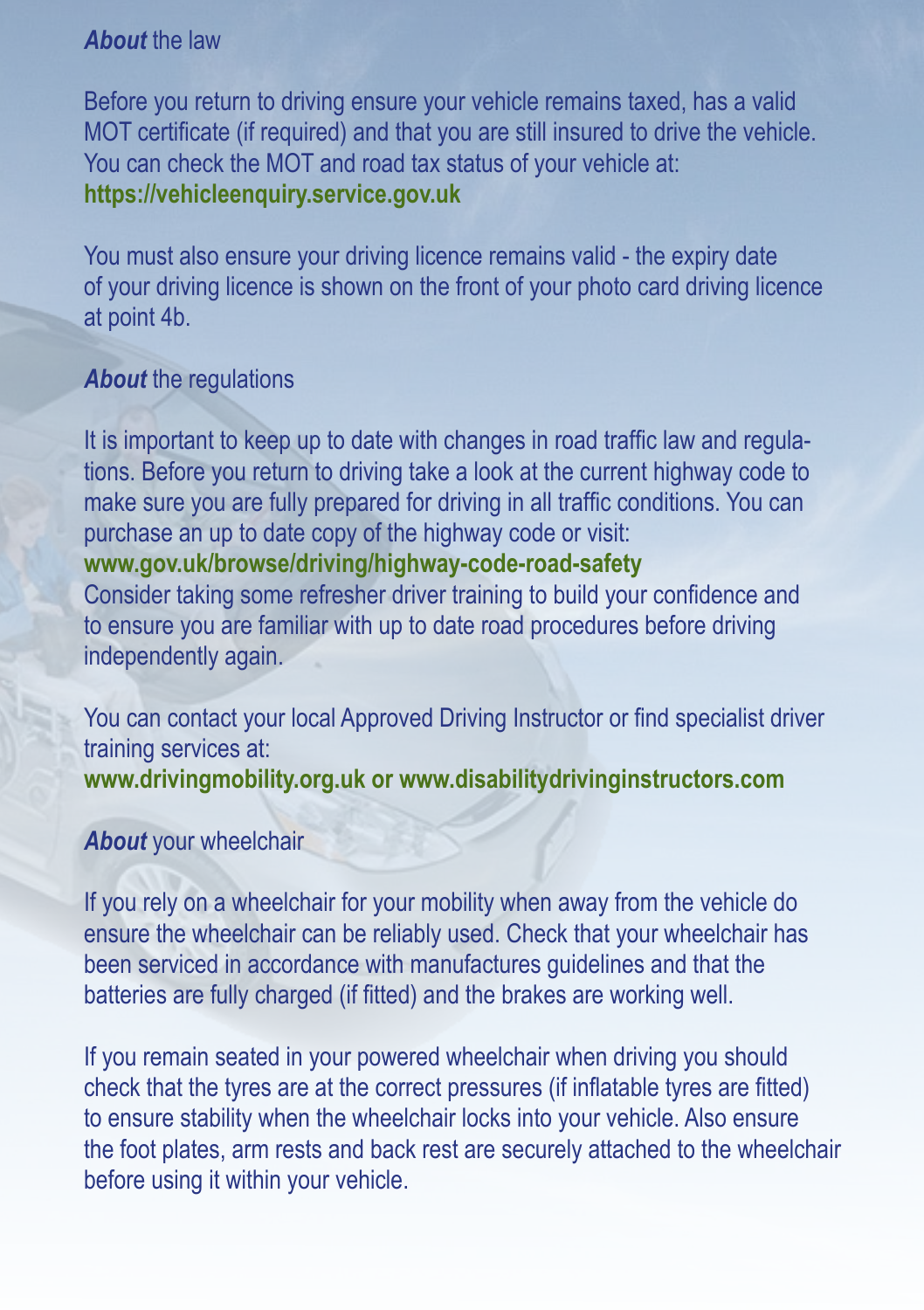## ***About*** the law

Before you return to driving ensure your vehicle remains taxed, has a valid MOT certificate (if required) and that you are still insured to drive the vehicle. You can check the MOT and road tax status of your vehicle at:
**https://vehicleenquiry.service.gov.uk**

You must also ensure your driving licence remains valid - the expiry date of your driving licence is shown on the front of your photo card driving licence at point 4b.

## ***About*** the regulations

It is important to keep up to date with changes in road traffic law and regulations. Before you return to driving take a look at the current highway code to make sure you are fully prepared for driving in all traffic conditions. You can purchase an up to date copy of the highway code or visit:
**www.gov.uk/browse/driving/highway-code-road-safety**
Consider taking some refresher driver training to build your confidence and to ensure you are familiar with up to date road procedures before driving independently again.

You can contact your local Approved Driving Instructor or find specialist driver training services at:
**www.drivingmobility.org.uk or www.disabilitydrivinginstructors.com**

## ***About*** your wheelchair

If you rely on a wheelchair for your mobility when away from the vehicle do ensure the wheelchair can be reliably used. Check that your wheelchair has been serviced in accordance with manufactures guidelines and that the batteries are fully charged (if fitted) and the brakes are working well.

If you remain seated in your powered wheelchair when driving you should check that the tyres are at the correct pressures (if inflatable tyres are fitted) to ensure stability when the wheelchair locks into your vehicle. Also ensure the foot plates, arm rests and back rest are securely attached to the wheelchair before using it within your vehicle.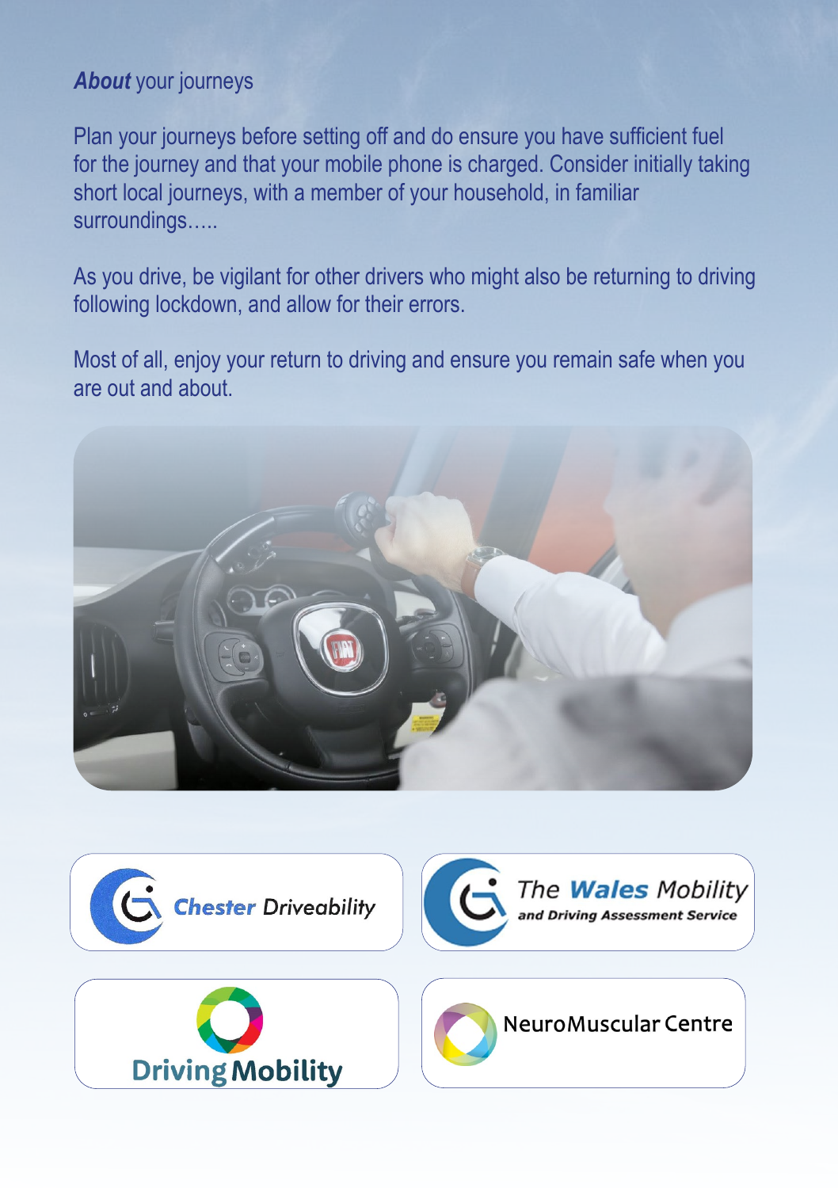***About*** your journeys

Plan your journeys before setting off and do ensure you have sufficient fuel for the journey and that your mobile phone is charged. Consider initially taking short local journeys, with a member of your household, in familiar surroundings…..

As you drive, be vigilant for other drivers who might also be returning to driving following lockdown, and allow for their errors.

Most of all, enjoy your return to driving and ensure you remain safe when you are out and about.

Chester Driveability

The Wales Mobility and Driving Assessment Service

Driving Mobility

NeuroMuscular Centre